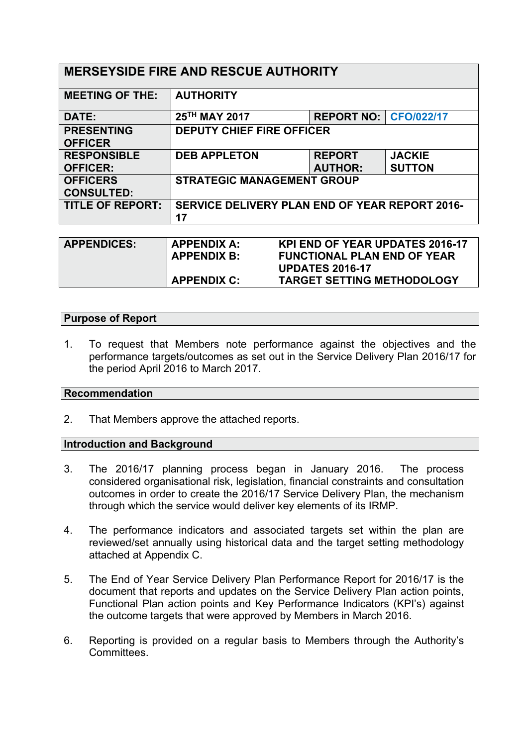| MERSEYSIDE FIRE AND RESCUE AUTHORITY | | | |
|---|---|---|---|
| **MEETING OF THE:** | **AUTHORITY** | | |
| **DATE:** | **25TH MAY 2017** | **REPORT NO:** | **CFO/022/17** |
| **PRESENTING OFFICER** | **DEPUTY CHIEF FIRE OFFICER** | | |
| **RESPONSIBLE OFFICER:** | **DEB APPLETON** | **REPORT AUTHOR:** | **JACKIE SUTTON** |
| **OFFICERS CONSULTED:** | **STRATEGIC MANAGEMENT GROUP** | | |
| **TITLE OF REPORT:** | **SERVICE DELIVERY PLAN END OF YEAR REPORT 2016-17** | | |

| **APPENDICES:** | **APPENDIX A:** | **KPI END OF YEAR UPDATES 2016-17** |
|---|---|---|
| | **APPENDIX B:** | **FUNCTIONAL PLAN END OF YEAR UPDATES 2016-17** |
| | **APPENDIX C:** | **TARGET SETTING METHODOLOGY** |

## Purpose of Report

1. To request that Members note performance against the objectives and the performance targets/outcomes as set out in the Service Delivery Plan 2016/17 for the period April 2016 to March 2017.

## Recommendation

2. That Members approve the attached reports.

## Introduction and Background

3. The 2016/17 planning process began in January 2016. The process considered organisational risk, legislation, financial constraints and consultation outcomes in order to create the 2016/17 Service Delivery Plan, the mechanism through which the service would deliver key elements of its IRMP.

4. The performance indicators and associated targets set within the plan are reviewed/set annually using historical data and the target setting methodology attached at Appendix C.

5. The End of Year Service Delivery Plan Performance Report for 2016/17 is the document that reports and updates on the Service Delivery Plan action points, Functional Plan action points and Key Performance Indicators (KPI's) against the outcome targets that were approved by Members in March 2016.

6. Reporting is provided on a regular basis to Members through the Authority's Committees.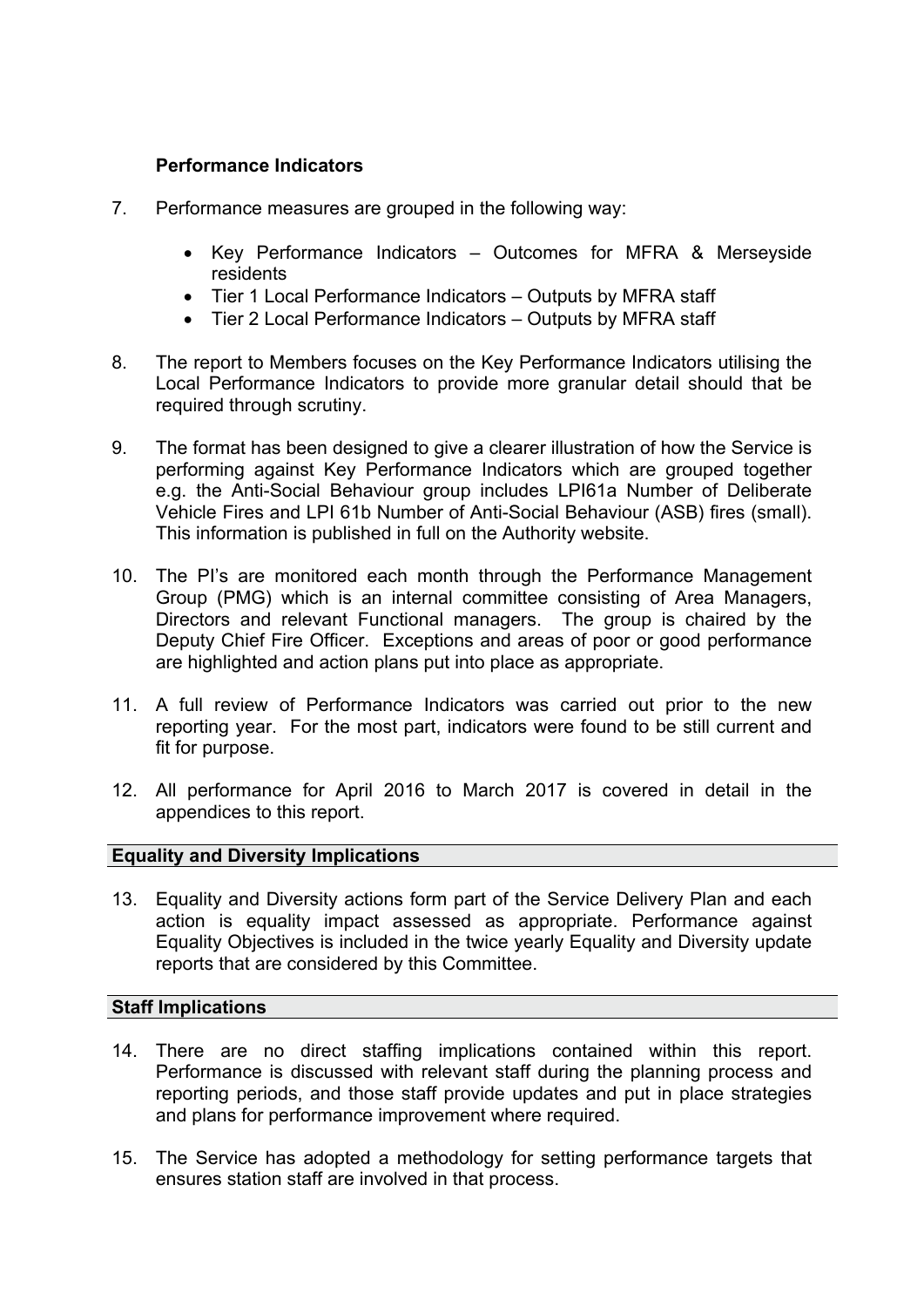**Performance Indicators**

7. Performance measures are grouped in the following way:

    - Key Performance Indicators – Outcomes for MFRA & Merseyside residents
    - Tier 1 Local Performance Indicators – Outputs by MFRA staff
    - Tier 2 Local Performance Indicators – Outputs by MFRA staff

8. The report to Members focuses on the Key Performance Indicators utilising the Local Performance Indicators to provide more granular detail should that be required through scrutiny.

9. The format has been designed to give a clearer illustration of how the Service is performing against Key Performance Indicators which are grouped together e.g. the Anti-Social Behaviour group includes LPI61a Number of Deliberate Vehicle Fires and LPI 61b Number of Anti-Social Behaviour (ASB) fires (small). This information is published in full on the Authority website.

10. The PI's are monitored each month through the Performance Management Group (PMG) which is an internal committee consisting of Area Managers, Directors and relevant Functional managers. The group is chaired by the Deputy Chief Fire Officer. Exceptions and areas of poor or good performance are highlighted and action plans put into place as appropriate.

11. A full review of Performance Indicators was carried out prior to the new reporting year. For the most part, indicators were found to be still current and fit for purpose.

12. All performance for April 2016 to March 2017 is covered in detail in the appendices to this report.

## Equality and Diversity Implications

13. Equality and Diversity actions form part of the Service Delivery Plan and each action is equality impact assessed as appropriate. Performance against Equality Objectives is included in the twice yearly Equality and Diversity update reports that are considered by this Committee.

## Staff Implications

14. There are no direct staffing implications contained within this report. Performance is discussed with relevant staff during the planning process and reporting periods, and those staff provide updates and put in place strategies and plans for performance improvement where required.

15. The Service has adopted a methodology for setting performance targets that ensures station staff are involved in that process.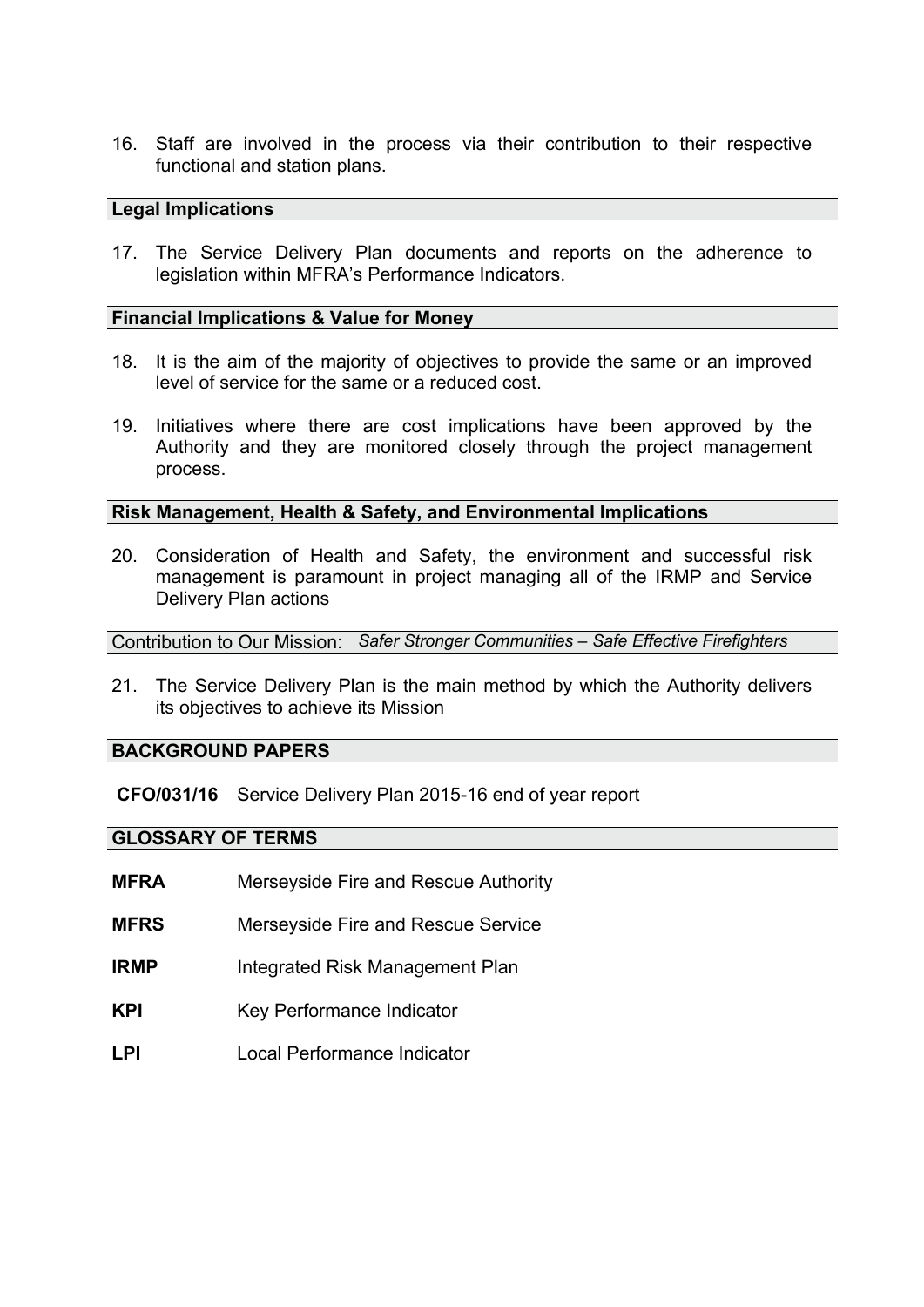16. Staff are involved in the process via their contribution to their respective functional and station plans.

## Legal Implications

17. The Service Delivery Plan documents and reports on the adherence to legislation within MFRA's Performance Indicators.

## Financial Implications & Value for Money

18. It is the aim of the majority of objectives to provide the same or an improved level of service for the same or a reduced cost.

19. Initiatives where there are cost implications have been approved by the Authority and they are monitored closely through the project management process.

## Risk Management, Health & Safety, and Environmental Implications

20. Consideration of Health and Safety, the environment and successful risk management is paramount in project managing all of the IRMP and Service Delivery Plan actions

## Contribution to Our Mission: *Safer Stronger Communities – Safe Effective Firefighters*

21. The Service Delivery Plan is the main method by which the Authority delivers its objectives to achieve its Mission

## BACKGROUND PAPERS

**CFO/031/16** Service Delivery Plan 2015-16 end of year report

## GLOSSARY OF TERMS

| | |
|---|---|
| **MFRA** | Merseyside Fire and Rescue Authority |
| **MFRS** | Merseyside Fire and Rescue Service |
| **IRMP** | Integrated Risk Management Plan |
| **KPI** | Key Performance Indicator |
| **LPI** | Local Performance Indicator |